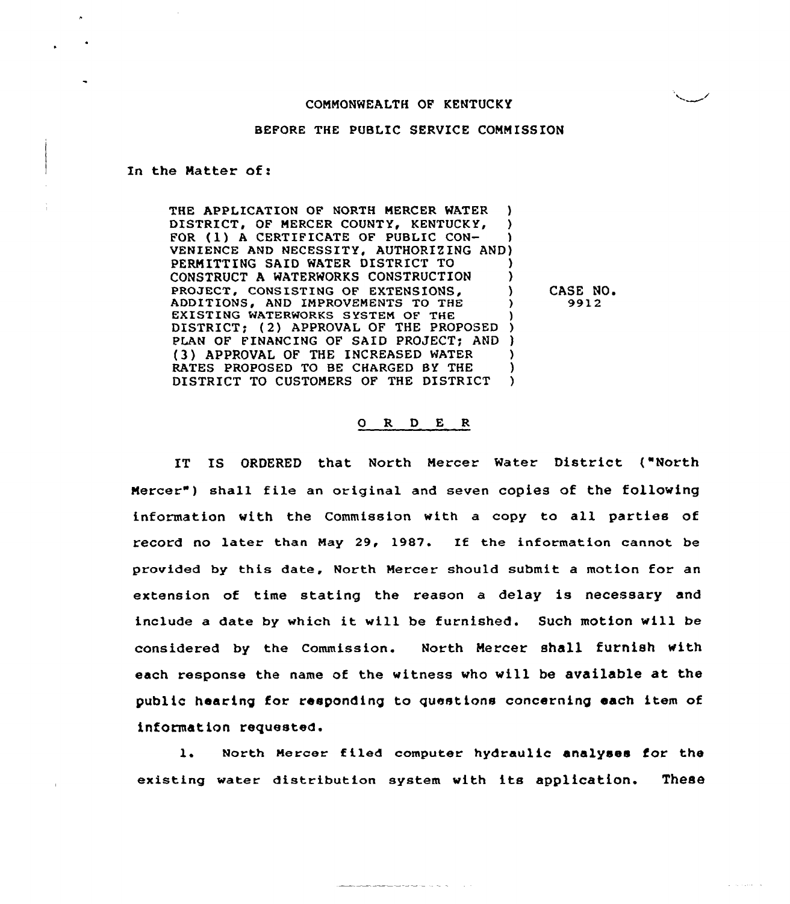COMMONWEALTH OF KENTUCKY

BEFORE THE PUBLIC SERVICE COMMISSION

In the Matter of:

| | | |
|---|---|---|
| THE APPLICATION OF NORTH MERCER WATER DISTRICT, OF MERCER COUNTY, KENTUCKY, FOR (1) A CERTIFICATE OF PUBLIC CONVENIENCE AND NECESSITY, AUTHORIZING AND PERMITTING SAID WATER DISTRICT TO CONSTRUCT A WATERWORKS CONSTRUCTION PROJECT, CONSISTING OF EXTENSIONS, ADDITIONS, AND IMPROVEMENTS TO THE EXISTING WATERWORKS SYSTEM OF THE DISTRICT; (2) APPROVAL OF THE PROPOSED PLAN OF FINANCING OF SAID PROJECT; AND (3) APPROVAL OF THE INCREASED WATER RATES PROPOSED TO BE CHARGED BY THE DISTRICT TO CUSTOMERS OF THE DISTRICT | ) | CASE NO. 9912 |

O R D E R

IT IS ORDERED that North Mercer Water District ("North Mercer") shall file an original and seven copies of the following information with the Commission with a copy to all parties of record no later than May 29, 1987. If the information cannot be provided by this date, North Mercer should submit a motion for an extension of time stating the reason a delay is necessary and include a date by which it will be furnished. Such motion will be considered by the Commission. North Mercer shall furnish with each response the name of the witness who will be available at the public hearing for responding to questions concerning each item of information requested.

1. North Mercer filed computer hydraulic analyses for the existing water distribution system with its application. These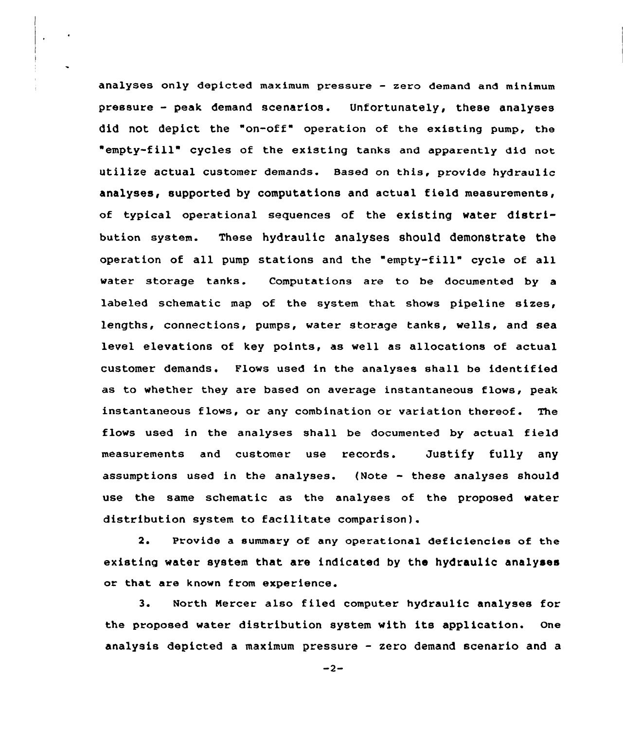analyses only depicted maximum pressure - zero demand and minimum pressure - peak demand scenarios. Unfortunately, these analyses did not depict the "on-off" operation of the existing pump, the "empty-fill" cycles of the existing tanks and apparently did not utilize actual customer demands. Based on this, provide hydraulic analyses, supported by computations and actual field measurements, of typical operational sequences of the existing water distribution system. These hydraulic analyses should demonstrate the operation of all pump stations and the "empty-fill" cycle of all water storage tanks. Computations are to be documented by a labeled schematic map of the system that shows pipeline sizes, lengths, connections, pumps, water storage tanks, wells, and sea level elevations of key points, as well as allocations of actual customer demands. Flows used in the analyses shall be identified as to whether they are based on average instantaneous flows, peak instantaneous flows, or any combination or variation thereof. The flows used in the analyses shall be documented by actual field measurements and customer use records. Justify fully any assumptions used in the analyses. (Note - these analyses should use the same schematic as the analyses of the proposed water distribution system to facilitate comparison).

2. Provide a summary of any operational deficiencies of the existing water system that are indicated by the hydraulic analyses or that are known from experience.

3. North Mercer also filed computer hydraulic analyses for the proposed water distribution system with its application. One analysis depicted a maximum pressure - zero demand scenario and a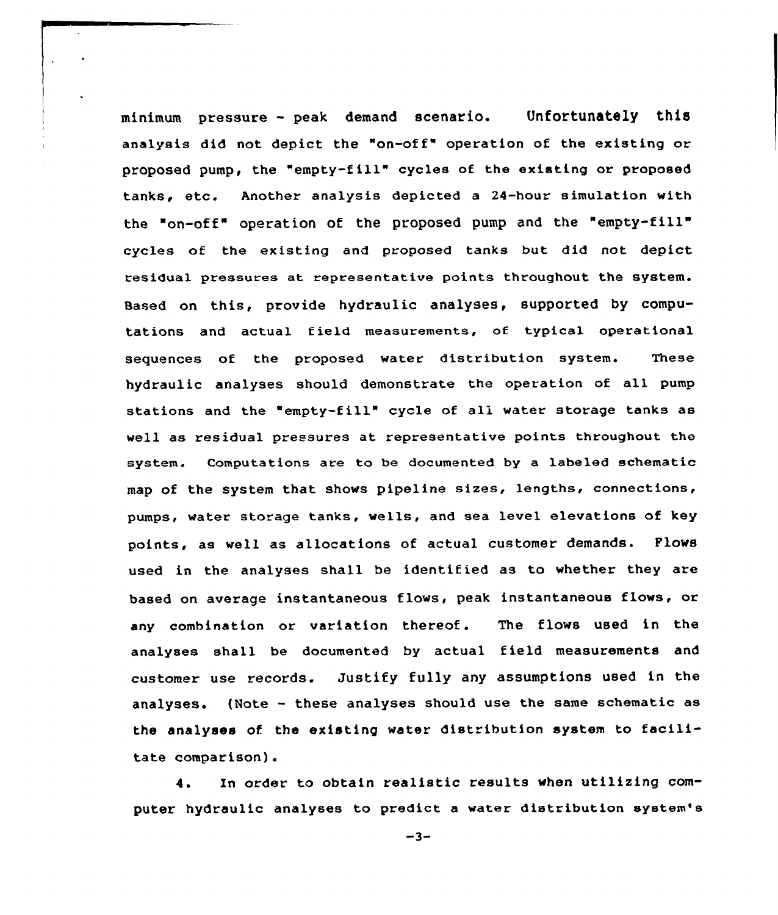minimum pressure - peak demand scenario. Unfortunately this analysis did not depict the "on-off" operation of the existing or proposed pump, the "empty-fill" cycles of the existing or proposed tanks, etc. Another analysis depicted a 24-hour simulation with the "on-off" operation of the proposed pump and the "empty-fill" cycles of the existing and proposed tanks but did not depict residual pressures at representative points throughout the system. Based on this, provide hydraulic analyses, supported by computations and actual field measurements, of typical operational sequences of the proposed water distribution system. These hydraulic analyses should demonstrate the operation of all pump stations and the "empty-fill" cycle of all water storage tanks as well as residual pressures at representative points throughout the system. Computations are to be documented by a labeled schematic map of the system that shows pipeline sizes, lengths, connections, pumps, water storage tanks, wells, and sea level elevations of key points, as well as allocations of actual customer demands. Flows used in the analyses shall be identified as to whether they are based on average instantaneous flows, peak instantaneous flows, or any combination or variation thereof. The flows used in the analyses shall be documented by actual field measurements and customer use records. Justify fully any assumptions used in the analyses. (Note - these analyses should use the same schematic as the analyses of the existing water distribution system to facilitate comparison).

4. In order to obtain realistic results when utilizing computer hydraulic analyses to predict a water distribution system's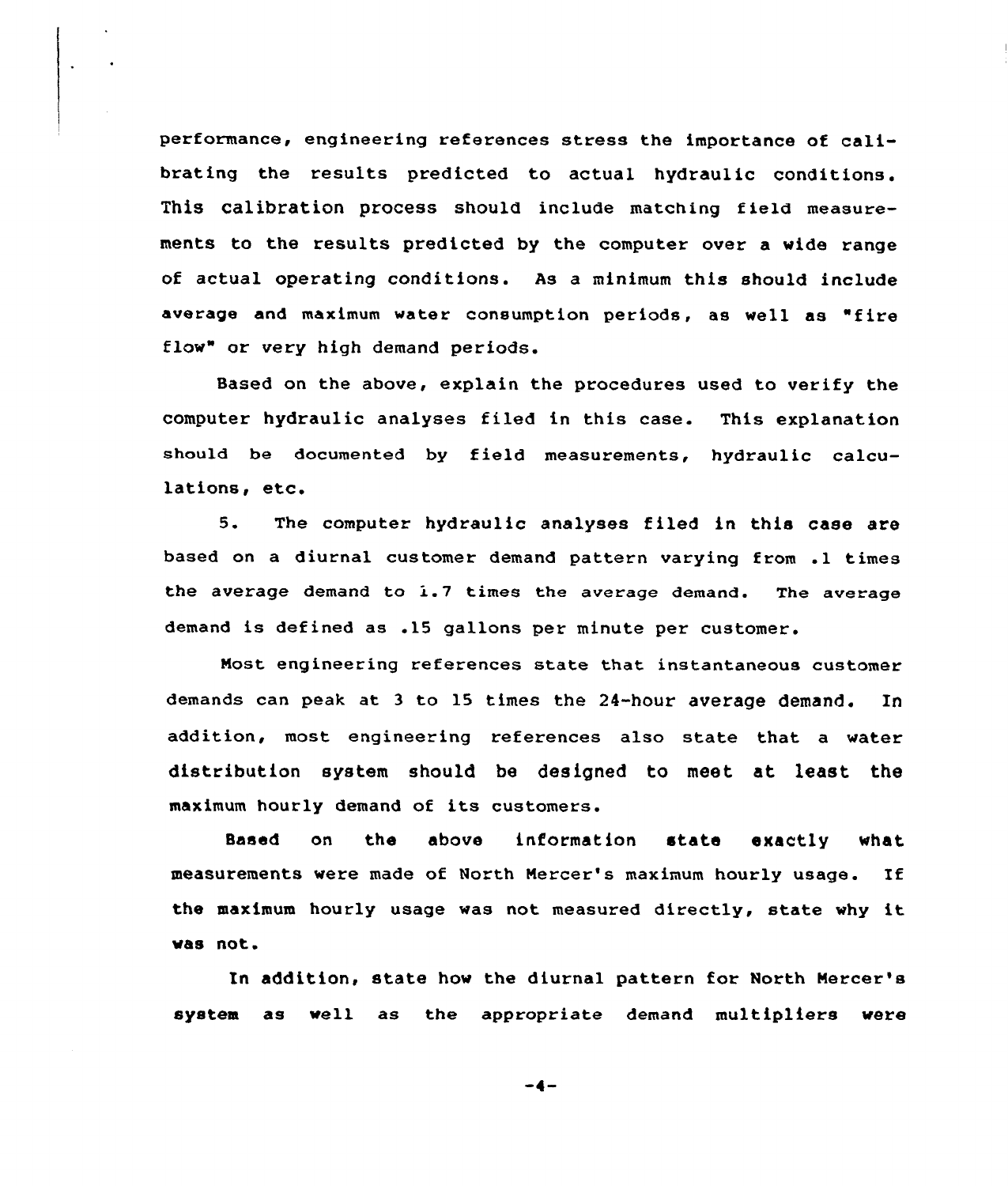performance, engineering references stress the importance of calibrating the results predicted to actual hydraulic conditions. This calibration process should include matching field measurements to the results predicted by the computer over a wide range of actual operating conditions. As a minimum this should include average and maximum water consumption periods, as well as "fire flow" or very high demand periods.

Based on the above, explain the procedures used to verify the computer hydraulic analyses filed in this case. This explanation should be documented by field measurements, hydraulic calculations, etc.

5. The computer hydraulic analyses filed in this case are based on a diurnal customer demand pattern varying from .1 times the average demand to 1.7 times the average demand. The average demand is defined as .15 gallons per minute per customer.

Most engineering references state that instantaneous customer demands can peak at 3 to 15 times the 24-hour average demand. In addition, most engineering references also state that a water distribution system should be designed to meet at least the maximum hourly demand of its customers.

Based on the above information state exactly what measurements were made of North Mercer's maximum hourly usage. If the maximum hourly usage was not measured directly, state why it was not.

In addition, state how the diurnal pattern for North Mercer's system as well as the appropriate demand multipliers were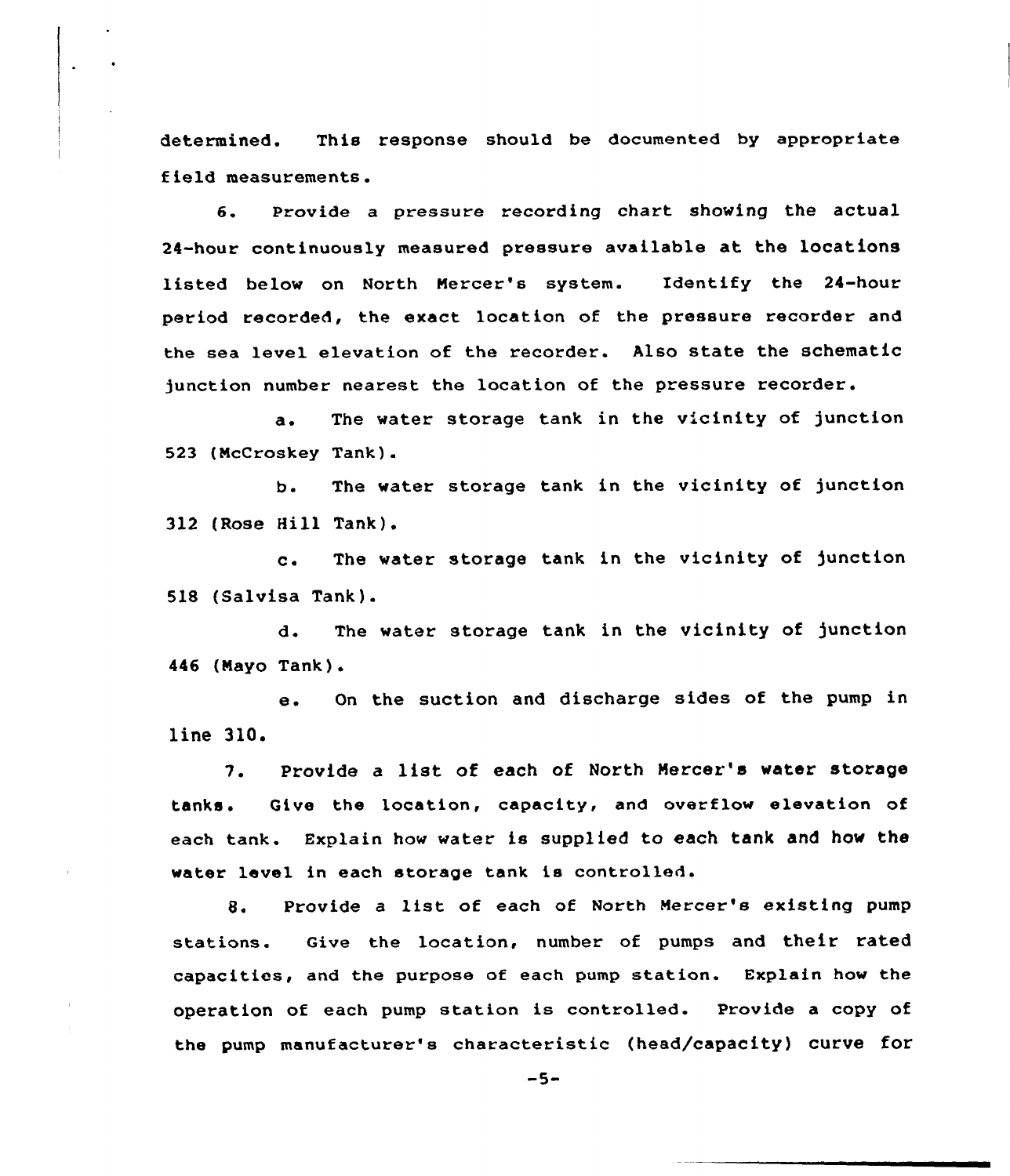determined. This response should be documented by appropriate field measurements.

6. Provide a pressure recording chart showing the actual 24-hour continuously measured pressure available at the locations listed below on North Mercer's system. Identify the 24-hour period recorded, the exact location of the pressure recorder and the sea level elevation of the recorder. Also state the schematic junction number nearest the location of the pressure recorder.

a. The water storage tank in the vicinity of junction 523 (McCroskey Tank).

b. The water storage tank in the vicinity of junction 312 (Rose Hill Tank).

c. The water storage tank in the vicinity of junction 518 (Salvisa Tank).

d. The water storage tank in the vicinity of junction 446 (Mayo Tank).

e. On the suction and discharge sides of the pump in line 310.

7. Provide a list of each of North Mercer's water storage tanks. Give the location, capacity, and overflow elevation of each tank. Explain how water is supplied to each tank and how the water level in each storage tank is controlled.

8. Provide a list of each of North Mercer's existing pump stations. Give the location, number of pumps and their rated capacities, and the purpose of each pump station. Explain how the operation of each pump station is controlled. Provide a copy of the pump manufacturer's characteristic (head/capacity) curve for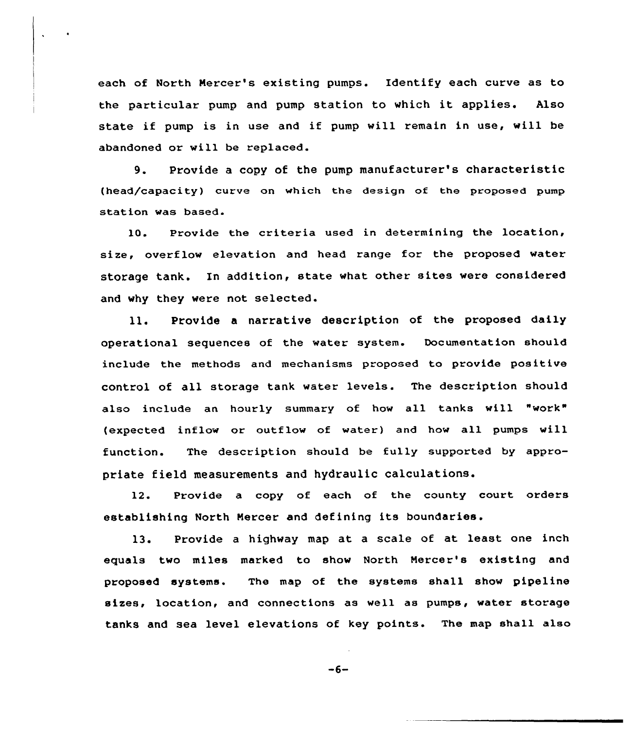each of North Mercer's existing pumps. Identify each curve as to the particular pump and pump station to which it applies. Also state if pump is in use and if pump will remain in use, will be abandoned or will be replaced.

9. Provide a copy of the pump manufacturer's characteristic (head/capacity) curve on which the design of the proposed pump station was based.

10. Provide the criteria used in determining the location, size, overflow elevation and head range for the proposed water storage tank. In addition, state what other sites were considered and why they were not selected.

11. Provide a narrative description of the proposed daily operational sequences of the water system. Documentation should include the methods and mechanisms proposed to provide positive control of all storage tank water levels. The description should also include an hourly summary of how all tanks will "work" (expected inflow or outflow of water) and how all pumps will function. The description should be fully supported by appropriate field measurements and hydraulic calculations.

12. Provide a copy of each of the county court orders establishing North Mercer and defining its boundaries.

13. Provide a highway map at a scale of at least one inch equals two miles marked to show North Mercer's existing and proposed systems. The map of the systems shall show pipeline sizes, location, and connections as well as pumps, water storage tanks and sea level elevations of key points. The map shall also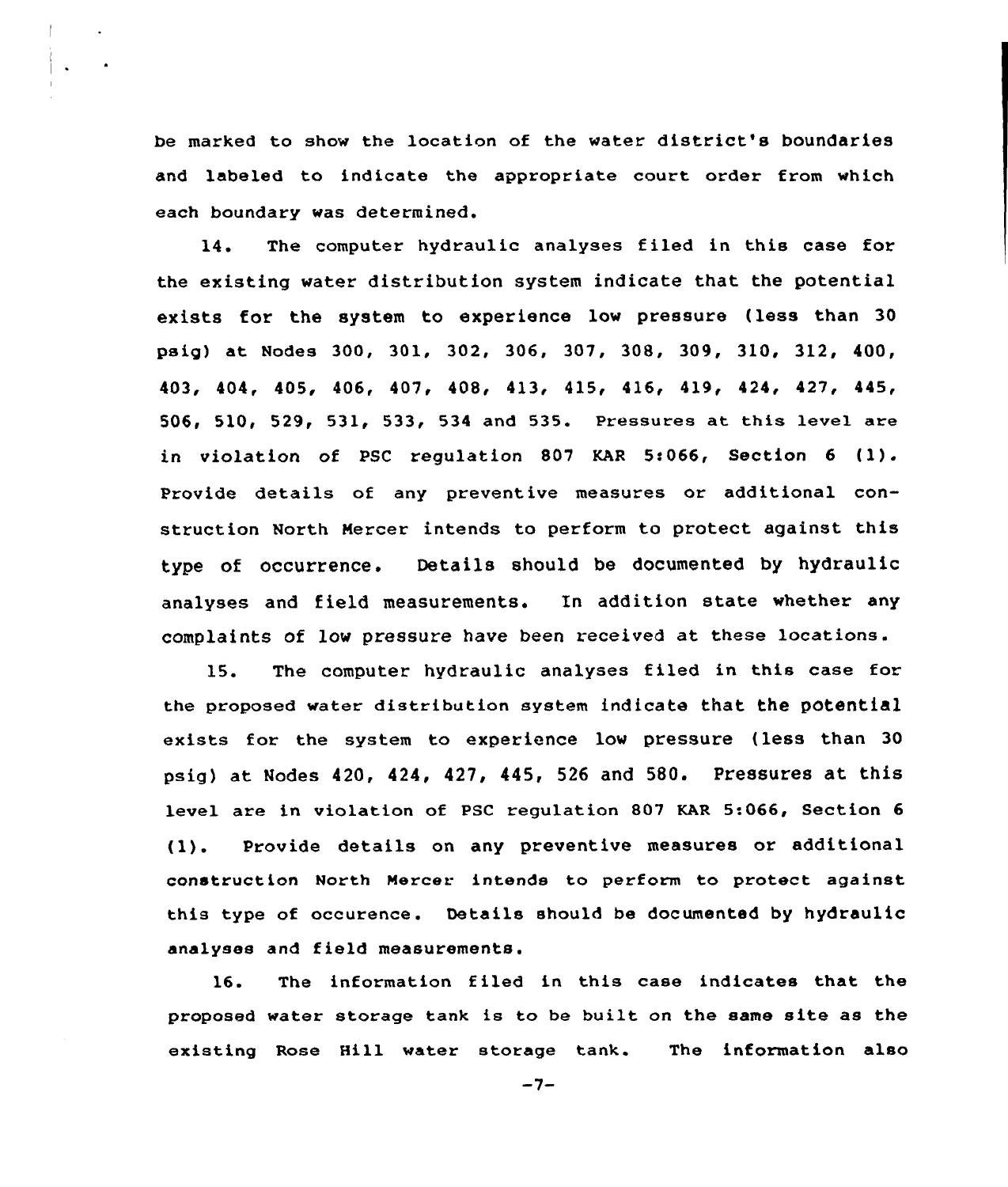be marked to show the location of the water district's boundaries and labeled to indicate the appropriate court order from which each boundary was determined.

14. The computer hydraulic analyses filed in this case for the existing water distribution system indicate that the potential exists for the system to experience low pressure (less than 30 psig) at Nodes 300, 301, 302, 306, 307, 308, 309, 310, 312, 400, 403, 404, 405, 406, 407, 408, 413, 415, 416, 419, 424, 427, 445, 506, 510, 529, 531, 533, 534 and 535. Pressures at this level are in violation of PSC regulation 807 KAR 5:066, Section 6 (1). Provide details of any preventive measures or additional construction North Mercer intends to perform to protect against this type of occurrence. Details should be documented by hydraulic analyses and field measurements. In addition state whether any complaints of low pressure have been received at these locations.

15. The computer hydraulic analyses filed in this case for the proposed water distribution system indicate that the potential exists for the system to experience low pressure (less than 30 psig) at Nodes 420, 424, 427, 445, 526 and 580. Pressures at this level are in violation of PSC regulation 807 KAR 5:066, Section 6 (1). Provide details on any preventive measures or additional construction North Mercer intends to perform to protect against this type of occurence. Details should be documented by hydraulic analyses and field measurements.

16. The information filed in this case indicates that the proposed water storage tank is to be built on the same site as the existing Rose Hill water storage tank. The information also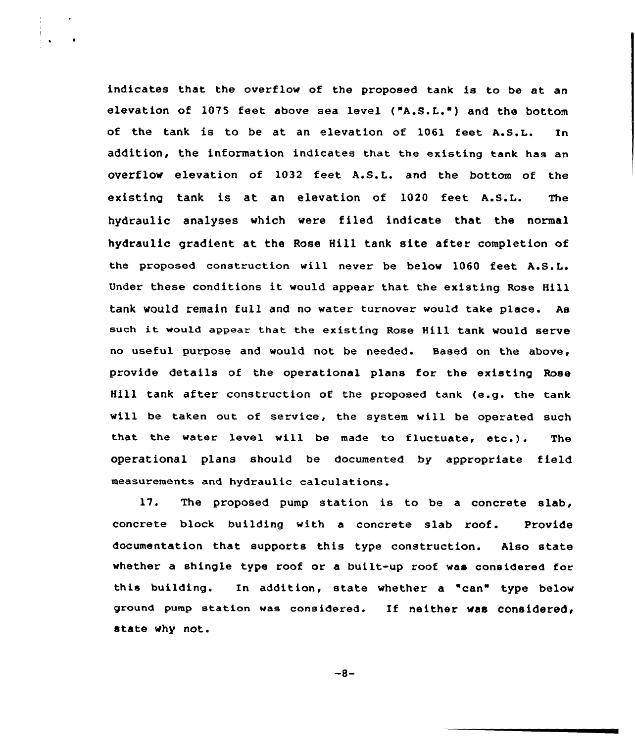indicates that the overflow of the proposed tank is to be at an elevation of 1075 feet above sea level ("A.S.L.") and the bottom of the tank is to be at an elevation of 1061 feet A.S.L. In addition, the information indicates that the existing tank has an overflow elevation of 1032 feet A.S.L. and the bottom of the existing tank is at an elevation of 1020 feet A.S.L. The hydraulic analyses which were filed indicate that the normal hydraulic gradient at the Rose Hill tank site after completion of the proposed construction will never be below 1060 feet A.S.L. Under these conditions it would appear that the existing Rose Hill tank would remain full and no water turnover would take place. As such it would appear that the existing Rose Hill tank would serve no useful purpose and would not be needed. Based on the above, provide details of the operational plans for the existing Rose Hill tank after construction of the proposed tank (e.g. the tank will be taken out of service, the system will be operated such that the water level will be made to fluctuate, etc.). The operational plans should be documented by appropriate field measurements and hydraulic calculations.

17. The proposed pump station is to be a concrete slab, concrete block building with a concrete slab roof. Provide documentation that supports this type construction. Also state whether a shingle type roof or a built-up roof was considered for this building. In addition, state whether a "can" type below ground pump station was considered. If neither was considered, state why not.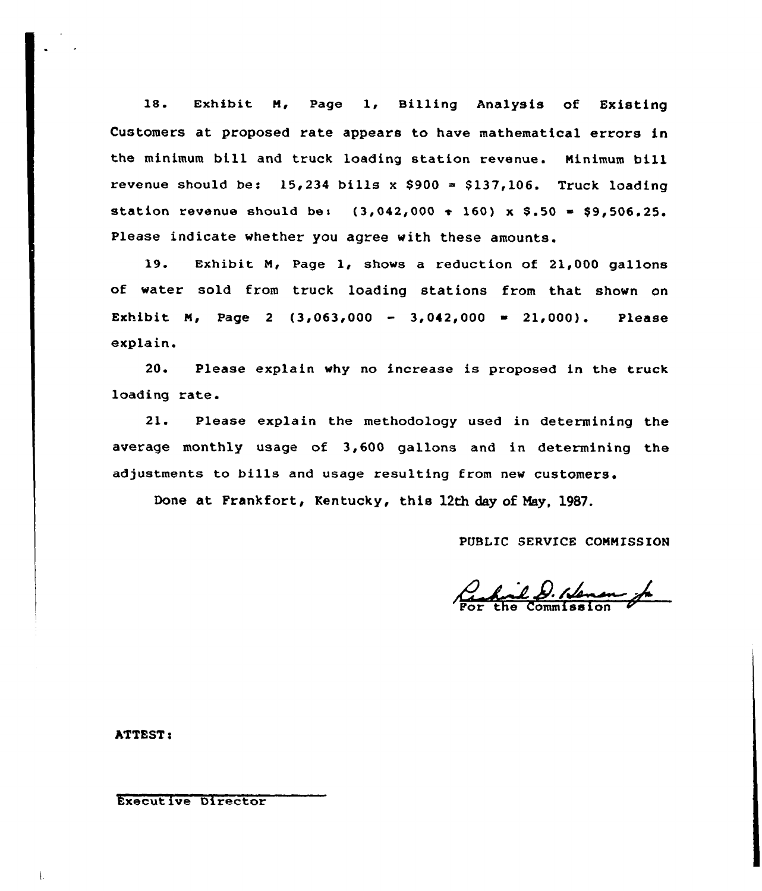18. Exhibit M, Page 1, Billing Analysis of Existing Customers at proposed rate appears to have mathematical errors in the minimum bill and truck loading station revenue. Minimum bill revenue should be: 15,234 bills x $900 = $137,106. Truck loading station revenue should be: (3,042,000 ÷ 160) x $.50 = $9,506.25. Please indicate whether you agree with these amounts.

19. Exhibit M, Page 1, shows a reduction of 21,000 gallons of water sold from truck loading stations from that shown on Exhibit M, Page 2 (3,063,000 - 3,042,000 = 21,000). Please explain.

20. Please explain why no increase is proposed in the truck loading rate.

21. Please explain the methodology used in determining the average monthly usage of 3,600 gallons and in determining the adjustments to bills and usage resulting from new customers.

Done at Frankfort, Kentucky, this 12th day of May, 1987.

PUBLIC SERVICE COMMISSION

For the Commission

ATTEST:

Executive Director